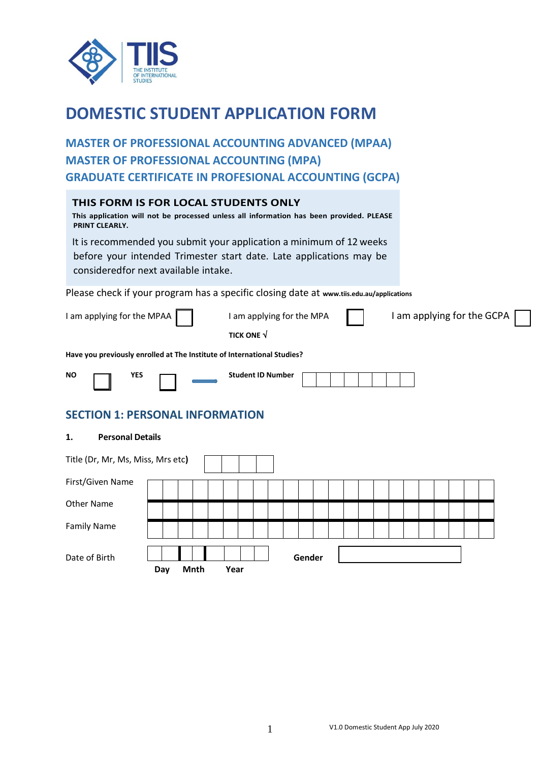TIIS THE INSTITUTE OF INTERNATIONAL STUDIES

# DOMESTIC STUDENT APPLICATION FORM

## MASTER OF PROFESSIONAL ACCOUNTING ADVANCED (MPAA)
## MASTER OF PROFESSIONAL ACCOUNTING (MPA)
## GRADUATE CERTIFICATE IN PROFESIONAL ACCOUNTING (GCPA)

**THIS FORM IS FOR LOCAL STUDENTS ONLY**

**This application will not be processed unless all information has been provided. PLEASE PRINT CLEARLY.**

It is recommended you submit your application a minimum of 12 weeks before your intended Trimester start date. Late applications may be consideredfor next available intake.

Please check if your program has a specific closing date at **www.tiis.edu.au/applications**

I am applying for the MPAA ☐  I am applying for the MPA ☐  I am applying for the GCPA ☐

**TICK ONE √**

**Have you previously enrolled at The Institute of International Studies?**

**NO** ☐  **YES** ☐  **Student ID Number** ☐☐☐☐☐☐☐☐

## SECTION 1: PERSONAL INFORMATION

**1. Personal Details**

Title (Dr, Mr, Ms, Miss, Mrs etc**)** ☐☐☐☐

First/Given Name

Other Name

Family Name

Date of Birth ☐☐ ☐☐ ☐☐☐☐ **Gender** ☐

**Day Mnth Year**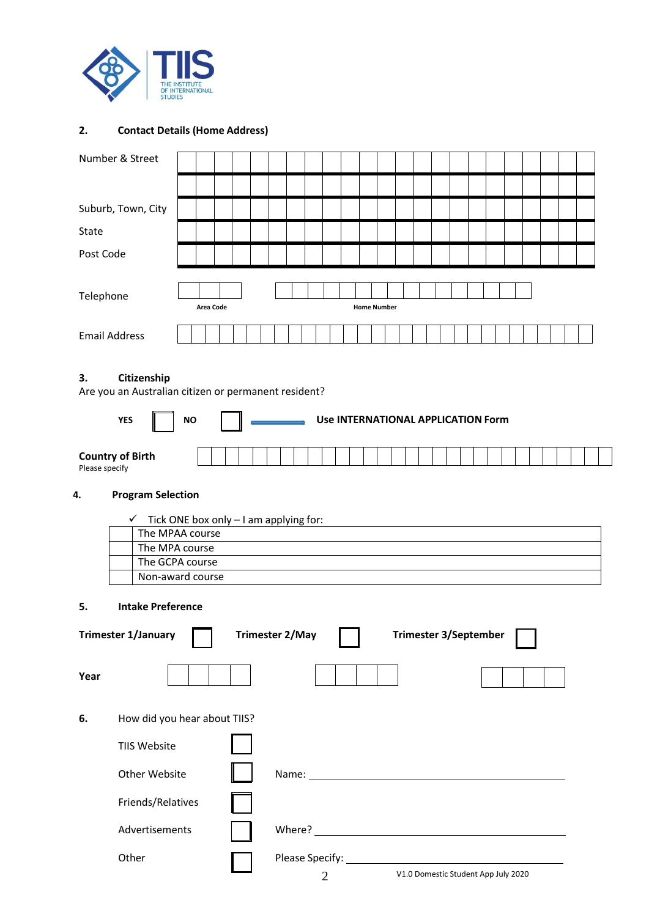**TIIS** THE INSTITUTE OF INTERNATIONAL STUDIES

## 2. Contact Details (Home Address)

Number & Street

Suburb, Town, City

State

Post Code

Telephone

Area Code | Home Number

Email Address

## 3. Citizenship

Are you an Australian citizen or permanent resident?

**YES** ☐ **NO** ☐ → **Use INTERNATIONAL APPLICATION Form**

**Country of Birth**
Please specify

## 4. Program Selection

✓ Tick ONE box only – I am applying for:

| | |
|---|---|
| ☐ | The MPAA course |
| ☐ | The MPA course |
| ☐ | The GCPA course |
| ☐ | Non-award course |

## 5. Intake Preference

**Trimester 1/January** ☐ **Trimester 2/May** ☐ **Trimester 3/September** ☐

**Year**

## 6. How did you hear about TIIS?

TIIS Website ☐

Other Website ☐ Name: ______________________

Friends/Relatives ☐

Advertisements ☐ Where? ______________________

Other ☐ Please Specify: ______________________

V1.0 Domestic Student App July 2020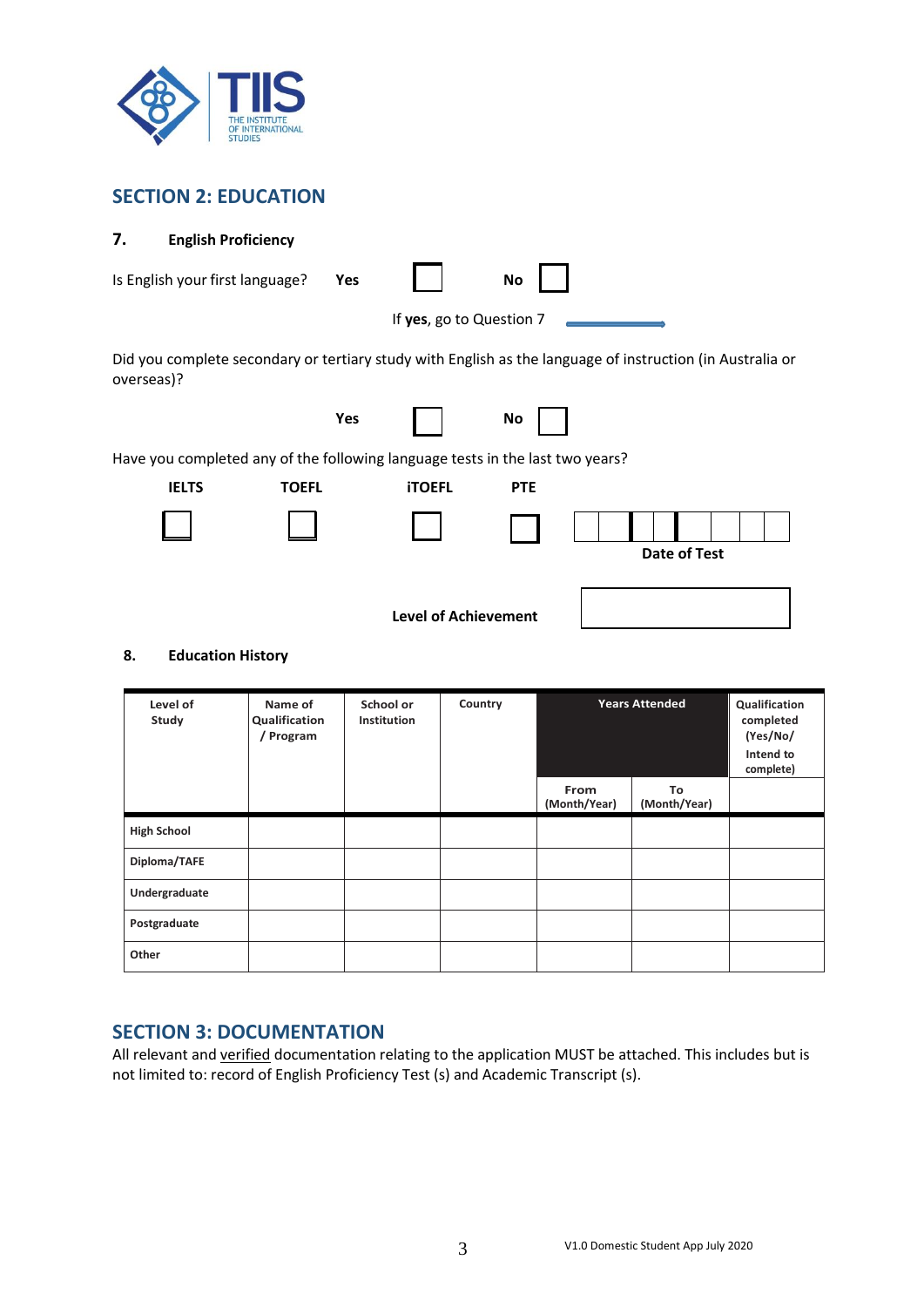## SECTION 2: EDUCATION

**7. English Proficiency**

Is English your first language? **Yes** ☐ **No** ☐

If **yes**, go to Question 7

Did you complete secondary or tertiary study with English as the language of instruction (in Australia or overseas)?

**Yes** ☐ **No** ☐

Have you completed any of the following language tests in the last two years?

| IELTS | TOEFL | iTOEFL | PTE |
|---|---|---|---|
| ☐ | ☐ | ☐ | ☐ |

**Date of Test** _____________

**Level of Achievement** _____________

**8. Education History**

| Level of Study | Name of Qualification / Program | School or Institution | Country | Years Attended | | Qualification completed (Yes/No/ Intend to complete) |
|---|---|---|---|---|---|---|
| | | | | From (Month/Year) | To (Month/Year) | |
| High School | | | | | | |
| Diploma/TAFE | | | | | | |
| Undergraduate | | | | | | |
| Postgraduate | | | | | | |
| Other | | | | | | |

## SECTION 3: DOCUMENTATION

All relevant and verified documentation relating to the application MUST be attached. This includes but is not limited to: record of English Proficiency Test (s) and Academic Transcript (s).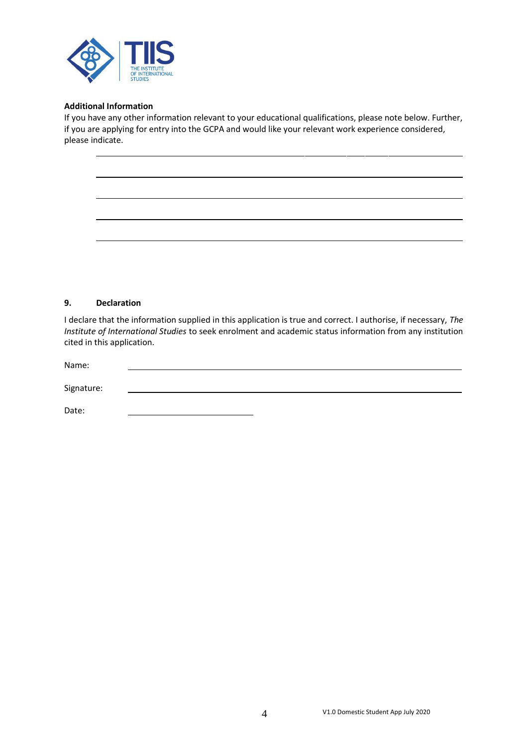**Additional Information**

If you have any other information relevant to your educational qualifications, please note below. Further, if you are applying for entry into the GCPA and would like your relevant work experience considered, please indicate.

______________________________________________________________________

______________________________________________________________________

______________________________________________________________________

______________________________________________________________________

______________________________________________________________________

## 9. Declaration

I declare that the information supplied in this application is true and correct. I authorise, if necessary, *The Institute of International Studies* to seek enrolment and academic status information from any institution cited in this application.

Name: ______________________________________________

Signature: ______________________________________________

Date: ____________________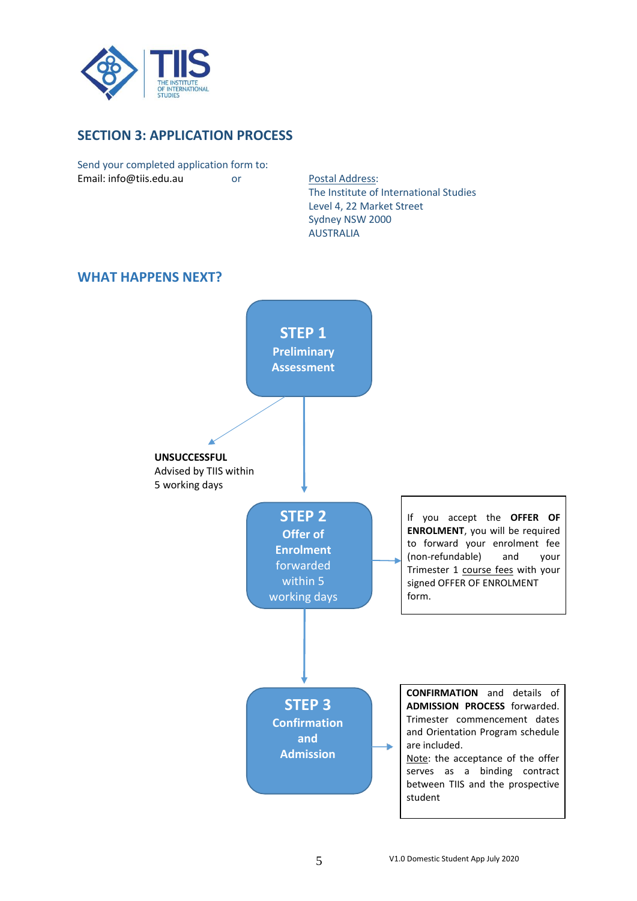## SECTION 3: APPLICATION PROCESS

Send your completed application form to:

Email: info@tiis.edu.au or

Postal Address:
The Institute of International Studies
Level 4, 22 Market Street
Sydney NSW 2000
AUSTRALIA

## WHAT HAPPENS NEXT?

**STEP 1**
**Preliminary Assessment**

**UNSUCCESSFUL**
Advised by TIIS within 5 working days

**STEP 2**
**Offer of Enrolment** forwarded within 5 working days

If you accept the **OFFER OF ENROLMENT**, you will be required to forward your enrolment fee (non-refundable) and your Trimester 1 course fees with your signed OFFER OF ENROLMENT form.

**STEP 3**
**Confirmation and Admission**

**CONFIRMATION** and details of **ADMISSION PROCESS** forwarded. Trimester commencement dates and Orientation Program schedule are included.
Note: the acceptance of the offer serves as a binding contract between TIIS and the prospective student

V1.0 Domestic Student App July 2020